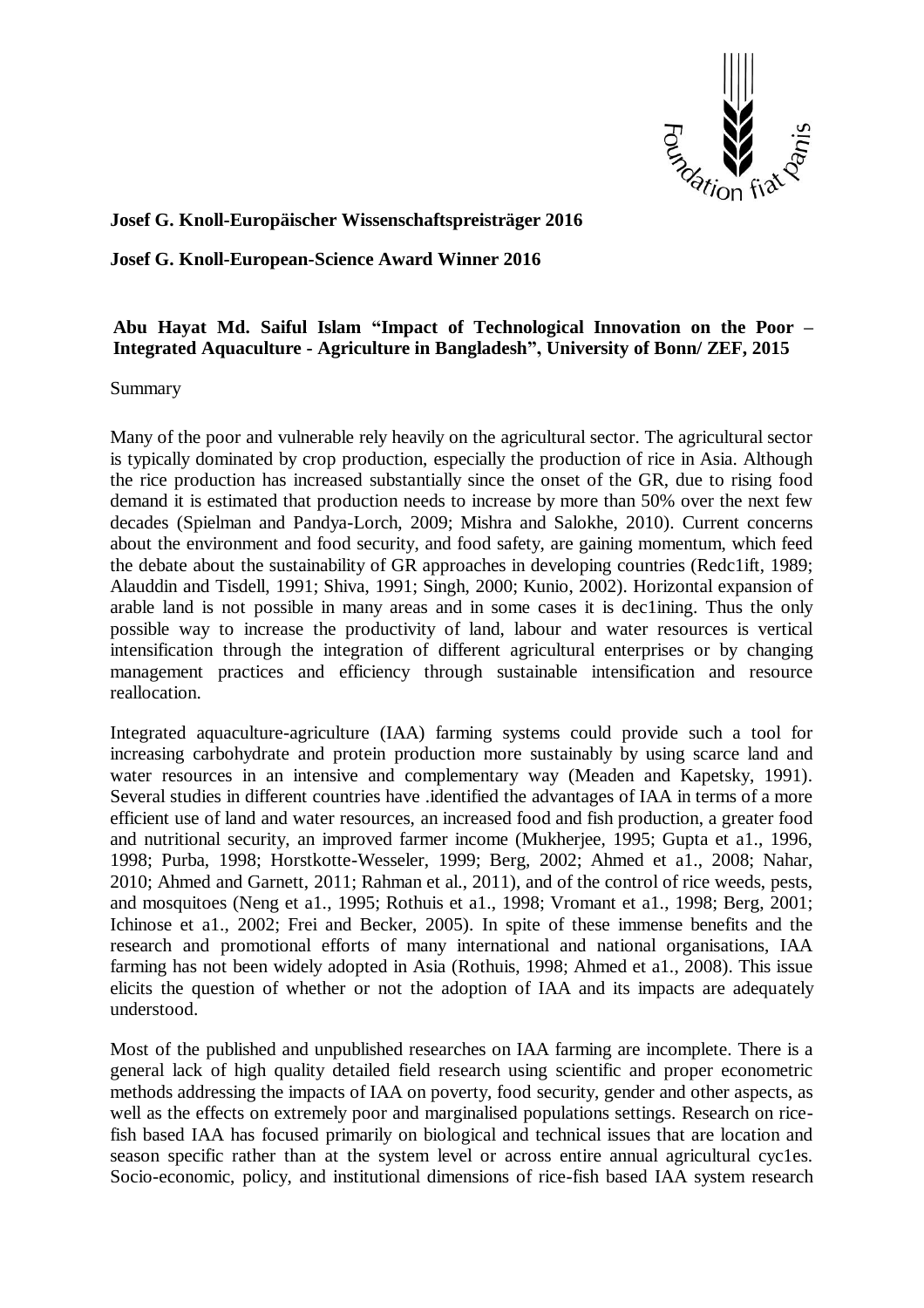**Josef G. Knoll-Europäischer Wissenschaftspreisträger 2016**

**Josef G. Knoll-European-Science Award Winner 2016**

**Abu Hayat Md. Saiful Islam "Impact of Technological Innovation on the Poor – Integrated Aquaculture - Agriculture in Bangladesh", University of Bonn/ ZEF, 2015**

Summary

Many of the poor and vulnerable rely heavily on the agricultural sector. The agricultural sector is typically dominated by crop production, especially the production of rice in Asia. Although the rice production has increased substantially since the onset of the GR, due to rising food demand it is estimated that production needs to increase by more than 50% over the next few decades (Spielman and Pandya-Lorch, 2009; Mishra and Salokhe, 2010). Current concerns about the environment and food security, and food safety, are gaining momentum, which feed the debate about the sustainability of GR approaches in developing countries (Redc1ift, 1989; Alauddin and Tisdell, 1991; Shiva, 1991; Singh, 2000; Kunio, 2002). Horizontal expansion of arable land is not possible in many areas and in some cases it is dec1ining. Thus the only possible way to increase the productivity of land, labour and water resources is vertical intensification through the integration of different agricultural enterprises or by changing management practices and efficiency through sustainable intensification and resource reallocation.

Integrated aquaculture-agriculture (IAA) farming systems could provide such a tool for increasing carbohydrate and protein production more sustainably by using scarce land and water resources in an intensive and complementary way (Meaden and Kapetsky, 1991). Several studies in different countries have .identified the advantages of IAA in terms of a more efficient use of land and water resources, an increased food and fish production, a greater food and nutritional security, an improved farmer income (Mukherjee, 1995; Gupta et a1., 1996, 1998; Purba, 1998; Horstkotte-Wesseler, 1999; Berg, 2002; Ahmed et a1., 2008; Nahar, 2010; Ahmed and Garnett, 2011; Rahman et al., 2011), and of the control of rice weeds, pests, and mosquitoes (Neng et a1., 1995; Rothuis et a1., 1998; Vromant et a1., 1998; Berg, 2001; Ichinose et a1., 2002; Frei and Becker, 2005). In spite of these immense benefits and the research and promotional efforts of many international and national organisations, IAA farming has not been widely adopted in Asia (Rothuis, 1998; Ahmed et a1., 2008). This issue elicits the question of whether or not the adoption of IAA and its impacts are adequately understood.

Most of the published and unpublished researches on IAA farming are incomplete. There is a general lack of high quality detailed field research using scientific and proper econometric methods addressing the impacts of IAA on poverty, food security, gender and other aspects, as well as the effects on extremely poor and marginalised populations settings. Research on rice-fish based IAA has focused primarily on biological and technical issues that are location and season specific rather than at the system level or across entire annual agricultural cyc1es. Socio-economic, policy, and institutional dimensions of rice-fish based IAA system research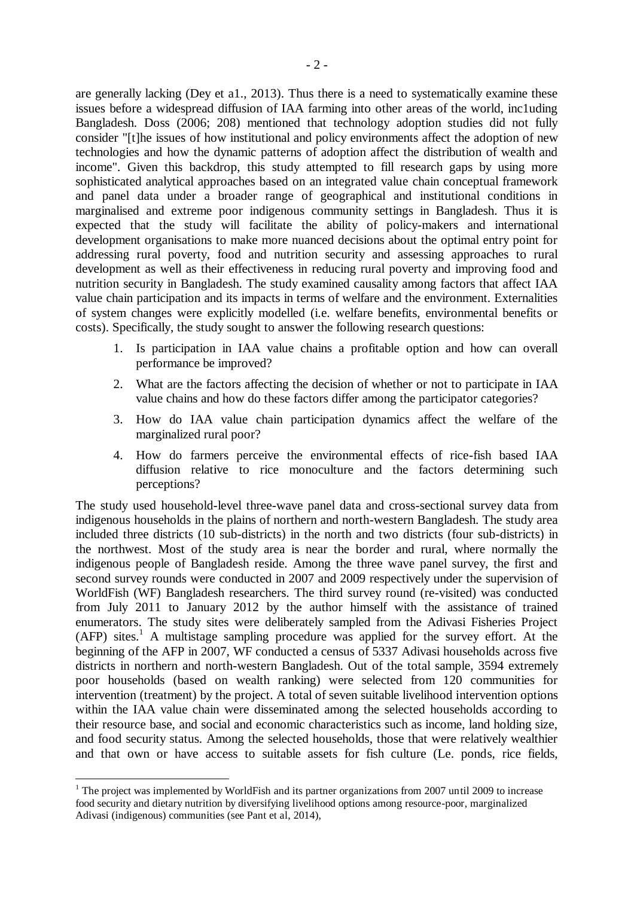are generally lacking (Dey et a1., 2013). Thus there is a need to systematically examine these issues before a widespread diffusion of IAA farming into other areas of the world, inc1uding Bangladesh. Doss (2006; 208) mentioned that technology adoption studies did not fully consider "[t]he issues of how institutional and policy environments affect the adoption of new technologies and how the dynamic patterns of adoption affect the distribution of wealth and income". Given this backdrop, this study attempted to fill research gaps by using more sophisticated analytical approaches based on an integrated value chain conceptual framework and panel data under a broader range of geographical and institutional conditions in marginalised and extreme poor indigenous community settings in Bangladesh. Thus it is expected that the study will facilitate the ability of policy-makers and international development organisations to make more nuanced decisions about the optimal entry point for addressing rural poverty, food and nutrition security and assessing approaches to rural development as well as their effectiveness in reducing rural poverty and improving food and nutrition security in Bangladesh. The study examined causality among factors that affect IAA value chain participation and its impacts in terms of welfare and the environment. Externalities of system changes were explicitly modelled (i.e. welfare benefits, environmental benefits or costs). Specifically, the study sought to answer the following research questions:

1. Is participation in IAA value chains a profitable option and how can overall performance be improved?
2. What are the factors affecting the decision of whether or not to participate in IAA value chains and how do these factors differ among the participator categories?
3. How do IAA value chain participation dynamics affect the welfare of the marginalized rural poor?
4. How do farmers perceive the environmental effects of rice-fish based IAA diffusion relative to rice monoculture and the factors determining such perceptions?

The study used household-level three-wave panel data and cross-sectional survey data from indigenous households in the plains of northern and north-western Bangladesh. The study area included three districts (10 sub-districts) in the north and two districts (four sub-districts) in the northwest. Most of the study area is near the border and rural, where normally the indigenous people of Bangladesh reside. Among the three wave panel survey, the first and second survey rounds were conducted in 2007 and 2009 respectively under the supervision of WorldFish (WF) Bangladesh researchers. The third survey round (re-visited) was conducted from July 2011 to January 2012 by the author himself with the assistance of trained enumerators. The study sites were deliberately sampled from the Adivasi Fisheries Project (AFP) sites.[1] A multistage sampling procedure was applied for the survey effort. At the beginning of the AFP in 2007, WF conducted a census of 5337 Adivasi households across five districts in northern and north-western Bangladesh. Out of the total sample, 3594 extremely poor households (based on wealth ranking) were selected from 120 communities for intervention (treatment) by the project. A total of seven suitable livelihood intervention options within the IAA value chain were disseminated among the selected households according to their resource base, and social and economic characteristics such as income, land holding size, and food security status. Among the selected households, those that were relatively wealthier and that own or have access to suitable assets for fish culture (Le. ponds, rice fields,

[1] The project was implemented by WorldFish and its partner organizations from 2007 until 2009 to increase food security and dietary nutrition by diversifying livelihood options among resource-poor, marginalized Adivasi (indigenous) communities (see Pant et al, 2014),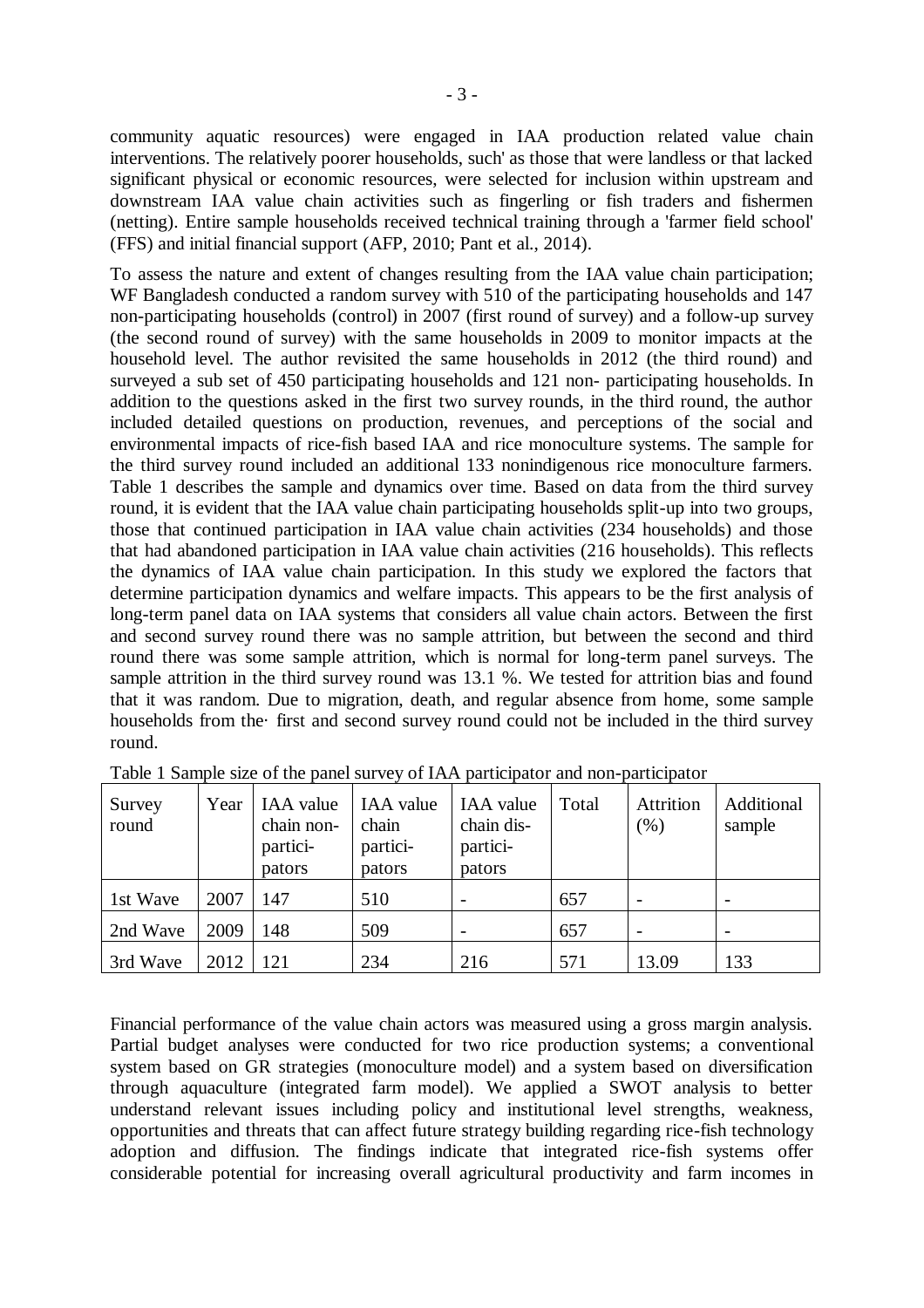community aquatic resources) were engaged in IAA production related value chain interventions. The relatively poorer households, such' as those that were landless or that lacked significant physical or economic resources, were selected for inclusion within upstream and downstream IAA value chain activities such as fingerling or fish traders and fishermen (netting). Entire sample households received technical training through a 'farmer field school' (FFS) and initial financial support (AFP, 2010; Pant et al., 2014).

To assess the nature and extent of changes resulting from the IAA value chain participation; WF Bangladesh conducted a random survey with 510 of the participating households and 147 non-participating households (control) in 2007 (first round of survey) and a follow-up survey (the second round of survey) with the same households in 2009 to monitor impacts at the household level. The author revisited the same households in 2012 (the third round) and surveyed a sub set of 450 participating households and 121 non- participating households. In addition to the questions asked in the first two survey rounds, in the third round, the author included detailed questions on production, revenues, and perceptions of the social and environmental impacts of rice-fish based IAA and rice monoculture systems. The sample for the third survey round included an additional 133 nonindigenous rice monoculture farmers. Table 1 describes the sample and dynamics over time. Based on data from the third survey round, it is evident that the IAA value chain participating households split-up into two groups, those that continued participation in IAA value chain activities (234 households) and those that had abandoned participation in IAA value chain activities (216 households). This reflects the dynamics of IAA value chain participation. In this study we explored the factors that determine participation dynamics and welfare impacts. This appears to be the first analysis of long-term panel data on IAA systems that considers all value chain actors. Between the first and second survey round there was no sample attrition, but between the second and third round there was some sample attrition, which is normal for long-term panel surveys. The sample attrition in the third survey round was 13.1 %. We tested for attrition bias and found that it was random. Due to migration, death, and regular absence from home, some sample households from the· first and second survey round could not be included in the third survey round.

Table 1 Sample size of the panel survey of IAA participator and non-participator

| Survey round | Year | IAA value chain non-participators | IAA value chain participators | IAA value chain dis-participators | Total | Attrition (%) | Additional sample |
|---|---|---|---|---|---|---|---|
| 1st Wave | 2007 | 147 | 510 | - | 657 | - | - |
| 2nd Wave | 2009 | 148 | 509 | - | 657 | - | - |
| 3rd Wave | 2012 | 121 | 234 | 216 | 571 | 13.09 | 133 |

Financial performance of the value chain actors was measured using a gross margin analysis. Partial budget analyses were conducted for two rice production systems; a conventional system based on GR strategies (monoculture model) and a system based on diversification through aquaculture (integrated farm model). We applied a SWOT analysis to better understand relevant issues including policy and institutional level strengths, weakness, opportunities and threats that can affect future strategy building regarding rice-fish technology adoption and diffusion. The findings indicate that integrated rice-fish systems offer considerable potential for increasing overall agricultural productivity and farm incomes in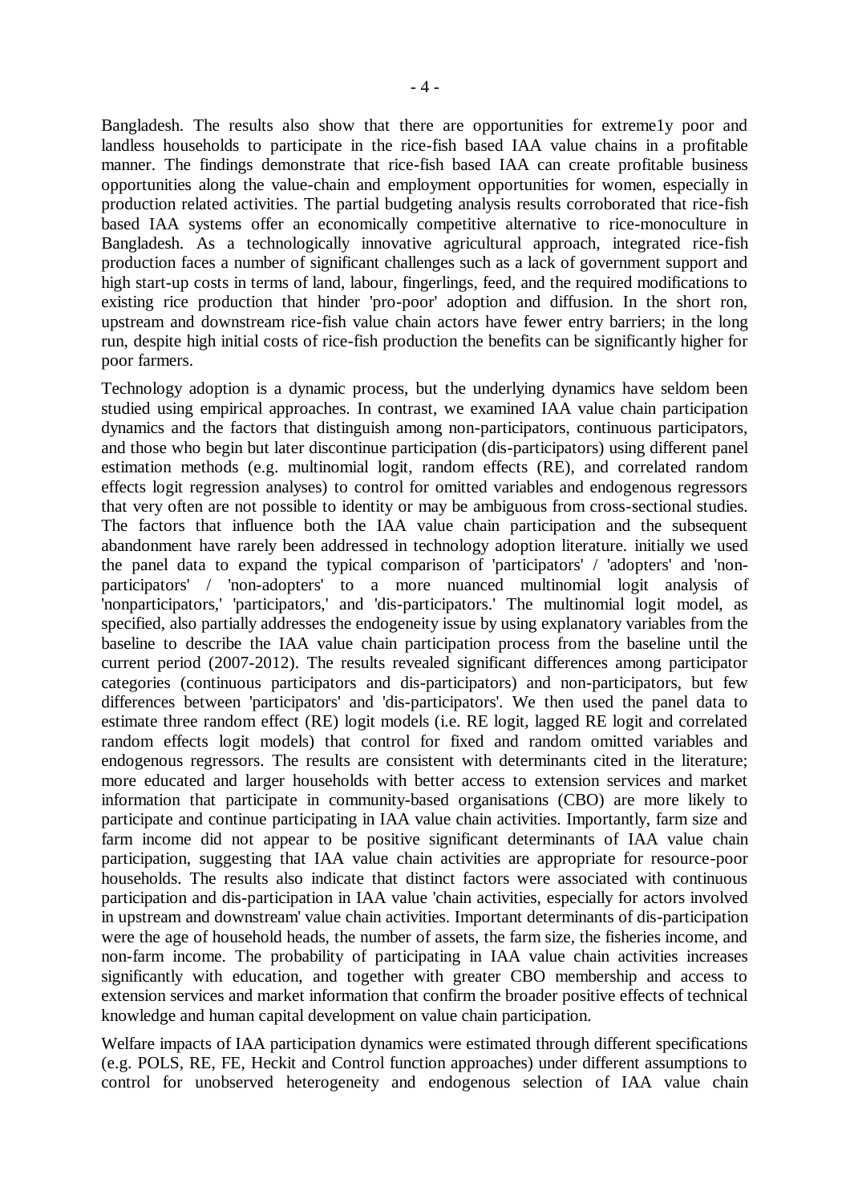Bangladesh. The results also show that there are opportunities for extreme1y poor and landless households to participate in the rice-fish based IAA value chains in a profitable manner. The findings demonstrate that rice-fish based IAA can create profitable business opportunities along the value-chain and employment opportunities for women, especially in production related activities. The partial budgeting analysis results corroborated that rice-fish based IAA systems offer an economically competitive alternative to rice-monoculture in Bangladesh. As a technologically innovative agricultural approach, integrated rice-fish production faces a number of significant challenges such as a lack of government support and high start-up costs in terms of land, labour, fingerlings, feed, and the required modifications to existing rice production that hinder 'pro-poor' adoption and diffusion. In the short ron, upstream and downstream rice-fish value chain actors have fewer entry barriers; in the long run, despite high initial costs of rice-fish production the benefits can be significantly higher for poor farmers.

Technology adoption is a dynamic process, but the underlying dynamics have seldom been studied using empirical approaches. In contrast, we examined IAA value chain participation dynamics and the factors that distinguish among non-participators, continuous participators, and those who begin but later discontinue participation (dis-participators) using different panel estimation methods (e.g. multinomial logit, random effects (RE), and correlated random effects logit regression analyses) to control for omitted variables and endogenous regressors that very often are not possible to identity or may be ambiguous from cross-sectional studies. The factors that influence both the IAA value chain participation and the subsequent abandonment have rarely been addressed in technology adoption literature. initially we used the panel data to expand the typical comparison of 'participators' / 'adopters' and 'non-participators' / 'non-adopters' to a more nuanced multinomial logit analysis of 'nonparticipators,' 'participators,' and 'dis-participators.' The multinomial logit model, as specified, also partially addresses the endogeneity issue by using explanatory variables from the baseline to describe the IAA value chain participation process from the baseline until the current period (2007-2012). The results revealed significant differences among participator categories (continuous participators and dis-participators) and non-participators, but few differences between 'participators' and 'dis-participators'. We then used the panel data to estimate three random effect (RE) logit models (i.e. RE logit, lagged RE logit and correlated random effects logit models) that control for fixed and random omitted variables and endogenous regressors. The results are consistent with determinants cited in the literature; more educated and larger households with better access to extension services and market information that participate in community-based organisations (CBO) are more likely to participate and continue participating in IAA value chain activities. Importantly, farm size and farm income did not appear to be positive significant determinants of IAA value chain participation, suggesting that IAA value chain activities are appropriate for resource-poor households. The results also indicate that distinct factors were associated with continuous participation and dis-participation in IAA value 'chain activities, especially for actors involved in upstream and downstream' value chain activities. Important determinants of dis-participation were the age of household heads, the number of assets, the farm size, the fisheries income, and non-farm income. The probability of participating in IAA value chain activities increases significantly with education, and together with greater CBO membership and access to extension services and market information that confirm the broader positive effects of technical knowledge and human capital development on value chain participation.

Welfare impacts of IAA participation dynamics were estimated through different specifications (e.g. POLS, RE, FE, Heckit and Control function approaches) under different assumptions to control for unobserved heterogeneity and endogenous selection of IAA value chain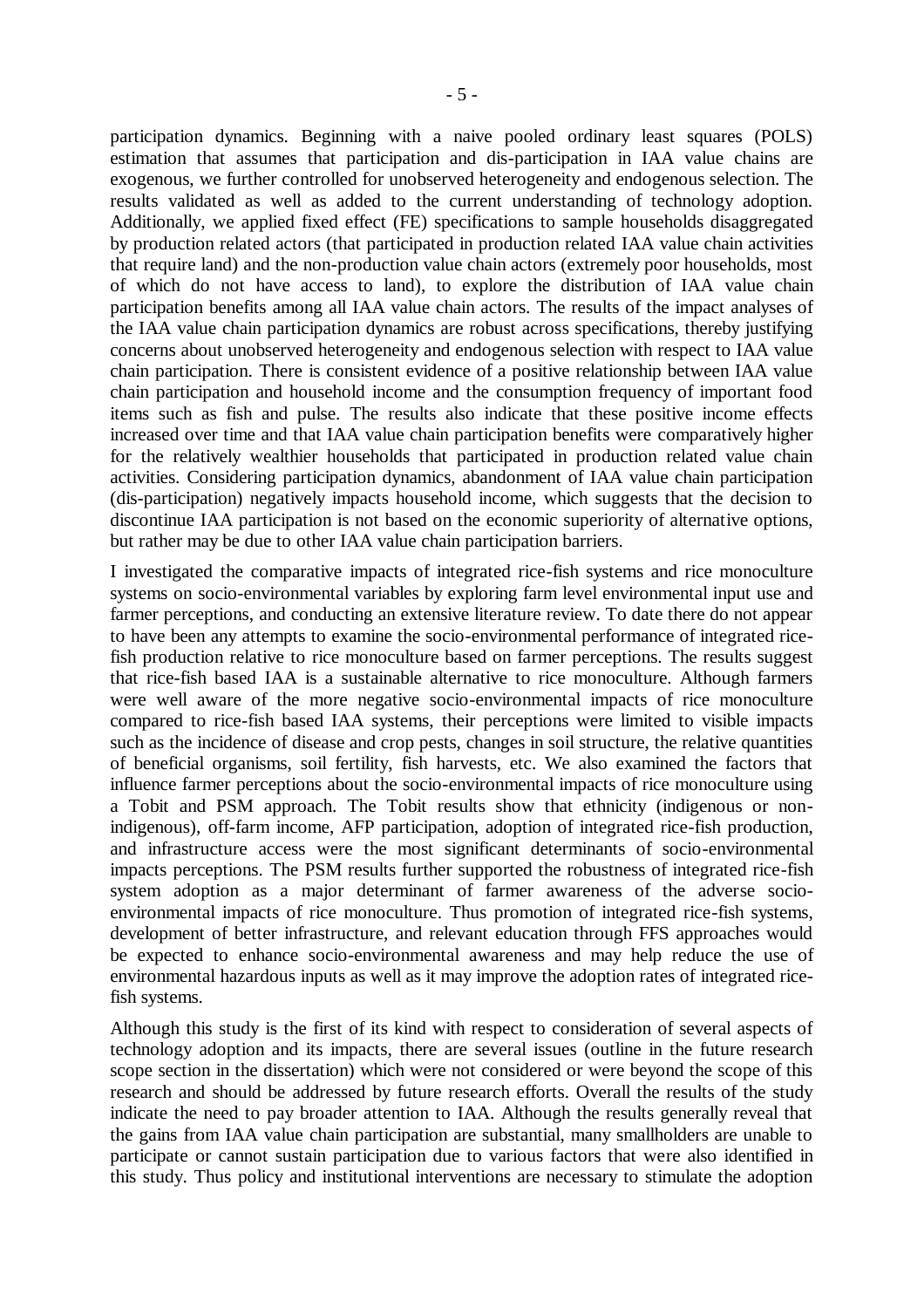participation dynamics. Beginning with a naive pooled ordinary least squares (POLS) estimation that assumes that participation and dis-participation in IAA value chains are exogenous, we further controlled for unobserved heterogeneity and endogenous selection. The results validated as well as added to the current understanding of technology adoption. Additionally, we applied fixed effect (FE) specifications to sample households disaggregated by production related actors (that participated in production related IAA value chain activities that require land) and the non-production value chain actors (extremely poor households, most of which do not have access to land), to explore the distribution of IAA value chain participation benefits among all IAA value chain actors. The results of the impact analyses of the IAA value chain participation dynamics are robust across specifications, thereby justifying concerns about unobserved heterogeneity and endogenous selection with respect to IAA value chain participation. There is consistent evidence of a positive relationship between IAA value chain participation and household income and the consumption frequency of important food items such as fish and pulse. The results also indicate that these positive income effects increased over time and that IAA value chain participation benefits were comparatively higher for the relatively wealthier households that participated in production related value chain activities. Considering participation dynamics, abandonment of IAA value chain participation (dis-participation) negatively impacts household income, which suggests that the decision to discontinue IAA participation is not based on the economic superiority of alternative options, but rather may be due to other IAA value chain participation barriers.

I investigated the comparative impacts of integrated rice-fish systems and rice monoculture systems on socio-environmental variables by exploring farm level environmental input use and farmer perceptions, and conducting an extensive literature review. To date there do not appear to have been any attempts to examine the socio-environmental performance of integrated rice-fish production relative to rice monoculture based on farmer perceptions. The results suggest that rice-fish based IAA is a sustainable alternative to rice monoculture. Although farmers were well aware of the more negative socio-environmental impacts of rice monoculture compared to rice-fish based IAA systems, their perceptions were limited to visible impacts such as the incidence of disease and crop pests, changes in soil structure, the relative quantities of beneficial organisms, soil fertility, fish harvests, etc. We also examined the factors that influence farmer perceptions about the socio-environmental impacts of rice monoculture using a Tobit and PSM approach. The Tobit results show that ethnicity (indigenous or non-indigenous), off-farm income, AFP participation, adoption of integrated rice-fish production, and infrastructure access were the most significant determinants of socio-environmental impacts perceptions. The PSM results further supported the robustness of integrated rice-fish system adoption as a major determinant of farmer awareness of the adverse socio-environmental impacts of rice monoculture. Thus promotion of integrated rice-fish systems, development of better infrastructure, and relevant education through FFS approaches would be expected to enhance socio-environmental awareness and may help reduce the use of environmental hazardous inputs as well as it may improve the adoption rates of integrated rice-fish systems.

Although this study is the first of its kind with respect to consideration of several aspects of technology adoption and its impacts, there are several issues (outline in the future research scope section in the dissertation) which were not considered or were beyond the scope of this research and should be addressed by future research efforts. Overall the results of the study indicate the need to pay broader attention to IAA. Although the results generally reveal that the gains from IAA value chain participation are substantial, many smallholders are unable to participate or cannot sustain participation due to various factors that were also identified in this study. Thus policy and institutional interventions are necessary to stimulate the adoption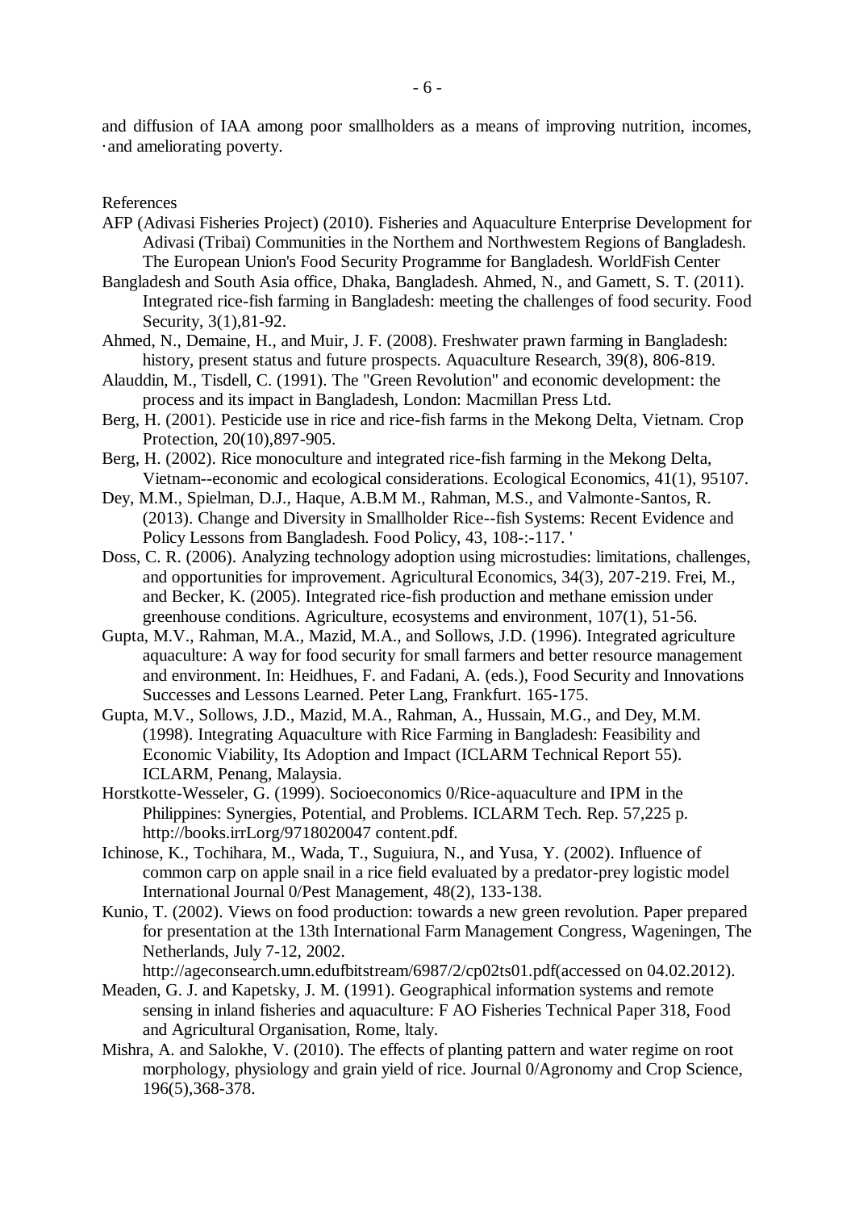and diffusion of IAA among poor smallholders as a means of improving nutrition, incomes, ·and ameliorating poverty.

References

AFP (Adivasi Fisheries Project) (2010). Fisheries and Aquaculture Enterprise Development for Adivasi (Tribai) Communities in the Northem and Northwestem Regions of Bangladesh. The European Union's Food Security Programme for Bangladesh. WorldFish Center Bangladesh and South Asia office, Dhaka, Bangladesh. Ahmed, N., and Gamett, S. T. (2011). Integrated rice-fish farming in Bangladesh: meeting the challenges of food security. Food Security, 3(1),81-92.

Ahmed, N., Demaine, H., and Muir, J. F. (2008). Freshwater prawn farming in Bangladesh: history, present status and future prospects. Aquaculture Research, 39(8), 806-819.

Alauddin, M., Tisdell, C. (1991). The "Green Revolution" and economic development: the process and its impact in Bangladesh, London: Macmillan Press Ltd.

Berg, H. (2001). Pesticide use in rice and rice-fish farms in the Mekong Delta, Vietnam. Crop Protection, 20(10),897-905.

Berg, H. (2002). Rice monoculture and integrated rice-fish farming in the Mekong Delta, Vietnam--economic and ecological considerations. Ecological Economics, 41(1), 95107.

Dey, M.M., Spielman, D.J., Haque, A.B.M M., Rahman, M.S., and Valmonte-Santos, R. (2013). Change and Diversity in Smallholder Rice--fish Systems: Recent Evidence and Policy Lessons from Bangladesh. Food Policy, 43, 108-:-117. '

Doss, C. R. (2006). Analyzing technology adoption using microstudies: limitations, challenges, and opportunities for improvement. Agricultural Economics, 34(3), 207-219. Frei, M., and Becker, K. (2005). Integrated rice-fish production and methane emission under greenhouse conditions. Agriculture, ecosystems and environment, 107(1), 51-56.

Gupta, M.V., Rahman, M.A., Mazid, M.A., and Sollows, J.D. (1996). Integrated agriculture aquaculture: A way for food security for small farmers and better resource management and environment. In: Heidhues, F. and Fadani, A. (eds.), Food Security and Innovations Successes and Lessons Learned. Peter Lang, Frankfurt. 165-175.

Gupta, M.V., Sollows, J.D., Mazid, M.A., Rahman, A., Hussain, M.G., and Dey, M.M. (1998). Integrating Aquaculture with Rice Farming in Bangladesh: Feasibility and Economic Viability, Its Adoption and Impact (ICLARM Technical Report 55). ICLARM, Penang, Malaysia.

Horstkotte-Wesseler, G. (1999). Socioeconomics 0/Rice-aquaculture and IPM in the Philippines: Synergies, Potential, and Problems. ICLARM Tech. Rep. 57,225 p. http://books.irrLorg/9718020047 content.pdf.

Ichinose, K., Tochihara, M., Wada, T., Suguiura, N., and Yusa, Y. (2002). Influence of common carp on apple snail in a rice field evaluated by a predator-prey logistic model International Journal 0/Pest Management, 48(2), 133-138.

Kunio, T. (2002). Views on food production: towards a new green revolution. Paper prepared for presentation at the 13th International Farm Management Congress, Wageningen, The Netherlands, July 7-12, 2002. http://ageconsearch.umn.edufbitstream/6987/2/cp02ts01.pdf(accessed on 04.02.2012).

Meaden, G. J. and Kapetsky, J. M. (1991). Geographical information systems and remote sensing in inland fisheries and aquaculture: F AO Fisheries Technical Paper 318, Food and Agricultural Organisation, Rome, ltaly.

Mishra, A. and Salokhe, V. (2010). The effects of planting pattern and water regime on root morphology, physiology and grain yield of rice. Journal 0/Agronomy and Crop Science, 196(5),368-378.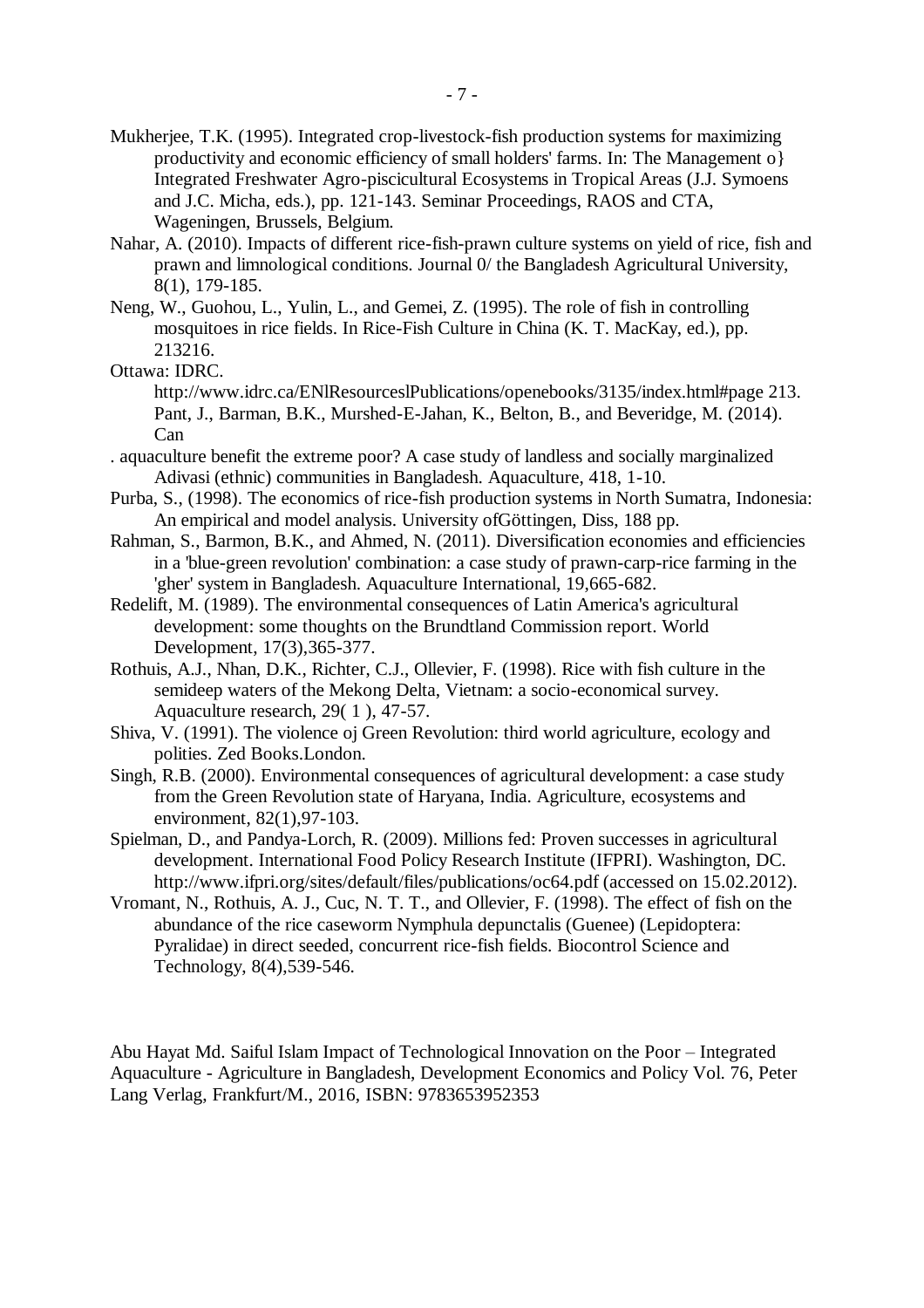Mukherjee, T.K. (1995). Integrated crop-livestock-fish production systems for maximizing productivity and economic efficiency of small holders' farms. In: The Management o} Integrated Freshwater Agro-piscicultural Ecosystems in Tropical Areas (J.J. Symoens and J.C. Micha, eds.), pp. 121-143. Seminar Proceedings, RAOS and CTA, Wageningen, Brussels, Belgium.

Nahar, A. (2010). Impacts of different rice-fish-prawn culture systems on yield of rice, fish and prawn and limnological conditions. Journal 0/ the Bangladesh Agricultural University, 8(1), 179-185.

Neng, W., Guohou, L., Yulin, L., and Gemei, Z. (1995). The role of fish in controlling mosquitoes in rice fields. In Rice-Fish Culture in China (K. T. MacKay, ed.), pp. 213216.

Ottawa: IDRC.
http://www.idrc.ca/ENlResourceslPublications/openebooks/3135/index.html#page 213.
Pant, J., Barman, B.K., Murshed-E-Jahan, K., Belton, B., and Beveridge, M. (2014). Can

. aquaculture benefit the extreme poor? A case study of landless and socially marginalized Adivasi (ethnic) communities in Bangladesh. Aquaculture, 418, 1-10.

Purba, S., (1998). The economics of rice-fish production systems in North Sumatra, Indonesia: An empirical and model analysis. University ofGöttingen, Diss, 188 pp.

Rahman, S., Barmon, B.K., and Ahmed, N. (2011). Diversification economies and efficiencies in a 'blue-green revolution' combination: a case study of prawn-carp-rice farming in the 'gher' system in Bangladesh. Aquaculture International, 19,665-682.

Redelift, M. (1989). The environmental consequences of Latin America's agricultural development: some thoughts on the Brundtland Commission report. World Development, 17(3),365-377.

Rothuis, A.J., Nhan, D.K., Richter, C.J., Ollevier, F. (1998). Rice with fish culture in the semideep waters of the Mekong Delta, Vietnam: a socio-economical survey. Aquaculture research, 29( 1 ), 47-57.

Shiva, V. (1991). The violence oj Green Revolution: third world agriculture, ecology and polities. Zed Books.London.

Singh, R.B. (2000). Environmental consequences of agricultural development: a case study from the Green Revolution state of Haryana, India. Agriculture, ecosystems and environment, 82(1),97-103.

Spielman, D., and Pandya-Lorch, R. (2009). Millions fed: Proven successes in agricultural development. International Food Policy Research Institute (IFPRI). Washington, DC. http://www.ifpri.org/sites/default/files/publications/oc64.pdf (accessed on 15.02.2012).

Vromant, N., Rothuis, A. J., Cuc, N. T. T., and Ollevier, F. (1998). The effect of fish on the abundance of the rice caseworm Nymphula depunctalis (Guenee) (Lepidoptera: Pyralidae) in direct seeded, concurrent rice-fish fields. Biocontrol Science and Technology, 8(4),539-546.

Abu Hayat Md. Saiful Islam Impact of Technological Innovation on the Poor – Integrated Aquaculture - Agriculture in Bangladesh, Development Economics and Policy Vol. 76, Peter Lang Verlag, Frankfurt/M., 2016, ISBN: 9783653952353